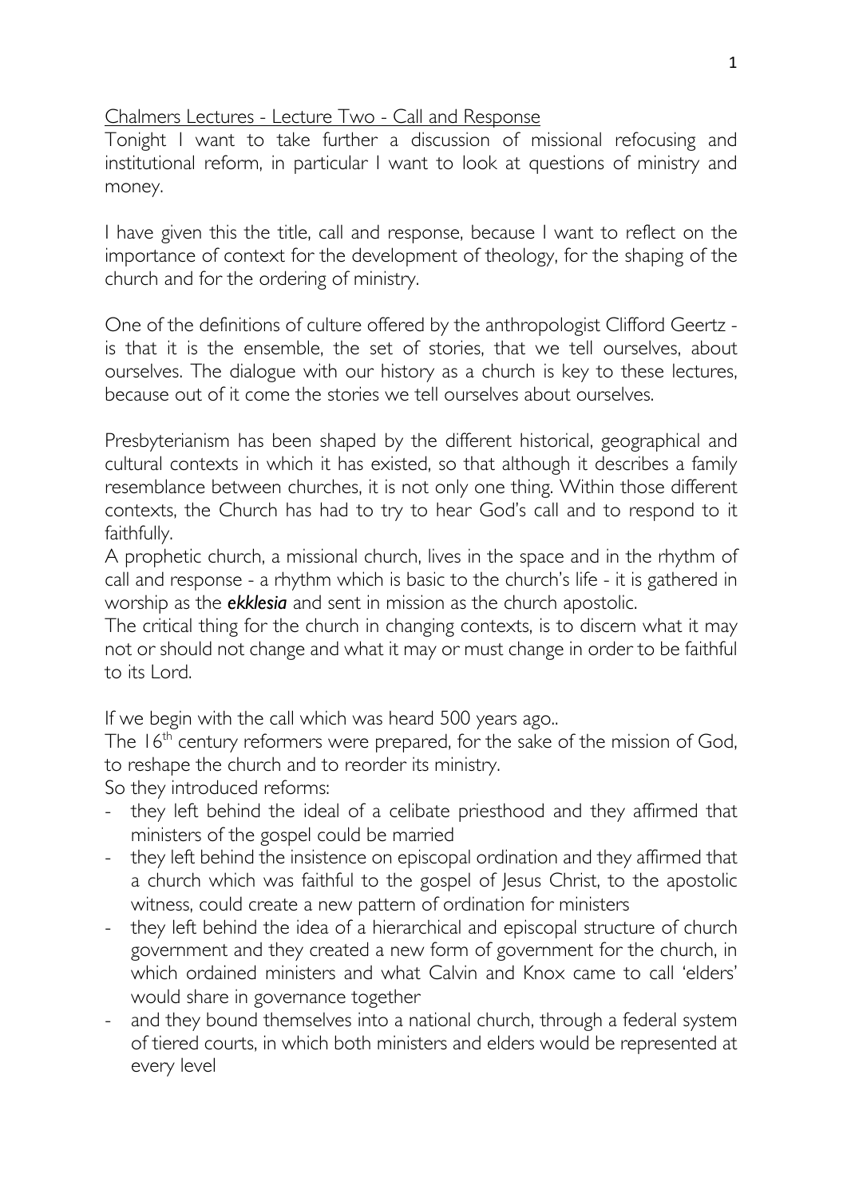Chalmers Lectures - Lecture Two - Call and Response

Tonight I want to take further a discussion of missional refocusing and institutional reform, in particular I want to look at questions of ministry and money.

I have given this the title, call and response, because I want to reflect on the importance of context for the development of theology, for the shaping of the church and for the ordering of ministry.

One of the definitions of culture offered by the anthropologist Clifford Geertz - is that it is the ensemble, the set of stories, that we tell ourselves, about ourselves. The dialogue with our history as a church is key to these lectures, because out of it come the stories we tell ourselves about ourselves.

Presbyterianism has been shaped by the different historical, geographical and cultural contexts in which it has existed, so that although it describes a family resemblance between churches, it is not only one thing. Within those different contexts, the Church has had to try to hear God's call and to respond to it faithfully.

A prophetic church, a missional church, lives in the space and in the rhythm of call and response - a rhythm which is basic to the church's life - it is gathered in worship as the ***ekklesia*** and sent in mission as the church apostolic.

The critical thing for the church in changing contexts, is to discern what it may not or should not change and what it may or must change in order to be faithful to its Lord.

If we begin with the call which was heard 500 years ago..

The 16th century reformers were prepared, for the sake of the mission of God, to reshape the church and to reorder its ministry.

So they introduced reforms:

- they left behind the ideal of a celibate priesthood and they affirmed that ministers of the gospel could be married
- they left behind the insistence on episcopal ordination and they affirmed that a church which was faithful to the gospel of Jesus Christ, to the apostolic witness, could create a new pattern of ordination for ministers
- they left behind the idea of a hierarchical and episcopal structure of church government and they created a new form of government for the church, in which ordained ministers and what Calvin and Knox came to call 'elders' would share in governance together
- and they bound themselves into a national church, through a federal system of tiered courts, in which both ministers and elders would be represented at every level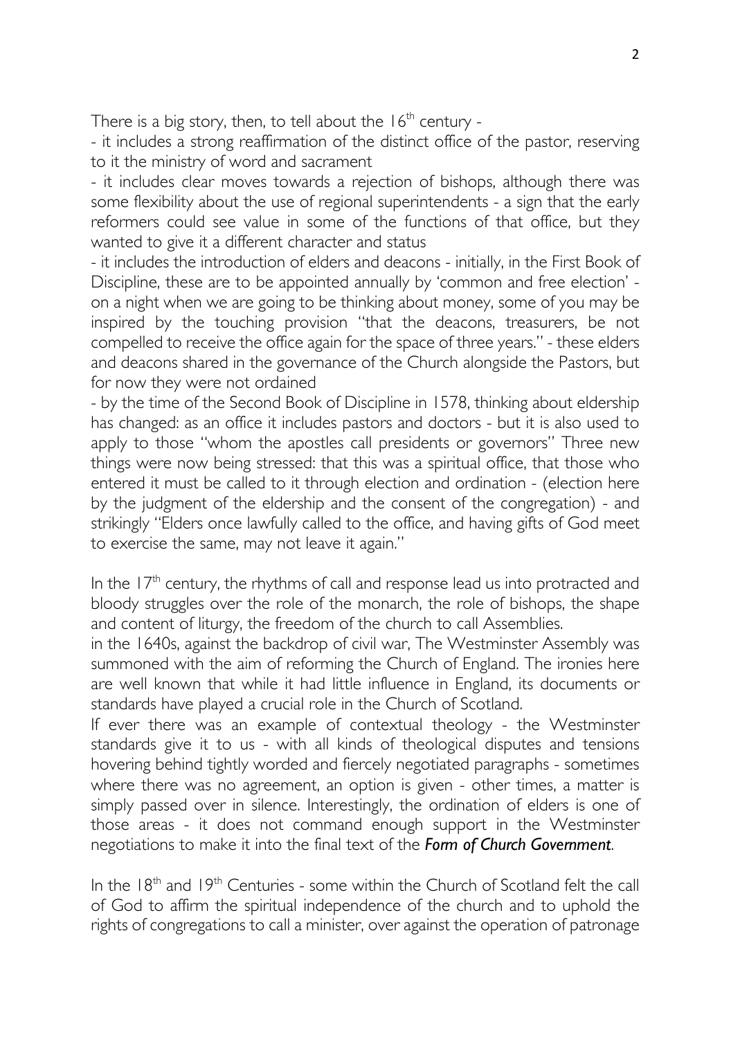There is a big story, then, to tell about the 16th century -

- it includes a strong reaffirmation of the distinct office of the pastor, reserving to it the ministry of word and sacrament
- it includes clear moves towards a rejection of bishops, although there was some flexibility about the use of regional superintendents - a sign that the early reformers could see value in some of the functions of that office, but they wanted to give it a different character and status
- it includes the introduction of elders and deacons - initially, in the First Book of Discipline, these are to be appointed annually by 'common and free election' - on a night when we are going to be thinking about money, some of you may be inspired by the touching provision "that the deacons, treasurers, be not compelled to receive the office again for the space of three years." - these elders and deacons shared in the governance of the Church alongside the Pastors, but for now they were not ordained
- by the time of the Second Book of Discipline in 1578, thinking about eldership has changed: as an office it includes pastors and doctors - but it is also used to apply to those "whom the apostles call presidents or governors" Three new things were now being stressed: that this was a spiritual office, that those who entered it must be called to it through election and ordination - (election here by the judgment of the eldership and the consent of the congregation) - and strikingly "Elders once lawfully called to the office, and having gifts of God meet to exercise the same, may not leave it again."

In the 17th century, the rhythms of call and response lead us into protracted and bloody struggles over the role of the monarch, the role of bishops, the shape and content of liturgy, the freedom of the church to call Assemblies.
in the 1640s, against the backdrop of civil war, The Westminster Assembly was summoned with the aim of reforming the Church of England. The ironies here are well known that while it had little influence in England, its documents or standards have played a crucial role in the Church of Scotland.
If ever there was an example of contextual theology - the Westminster standards give it to us - with all kinds of theological disputes and tensions hovering behind tightly worded and fiercely negotiated paragraphs - sometimes where there was no agreement, an option is given - other times, a matter is simply passed over in silence. Interestingly, the ordination of elders is one of those areas - it does not command enough support in the Westminster negotiations to make it into the final text of the ***Form of Church Government***.

In the 18th and 19th Centuries - some within the Church of Scotland felt the call of God to affirm the spiritual independence of the church and to uphold the rights of congregations to call a minister, over against the operation of patronage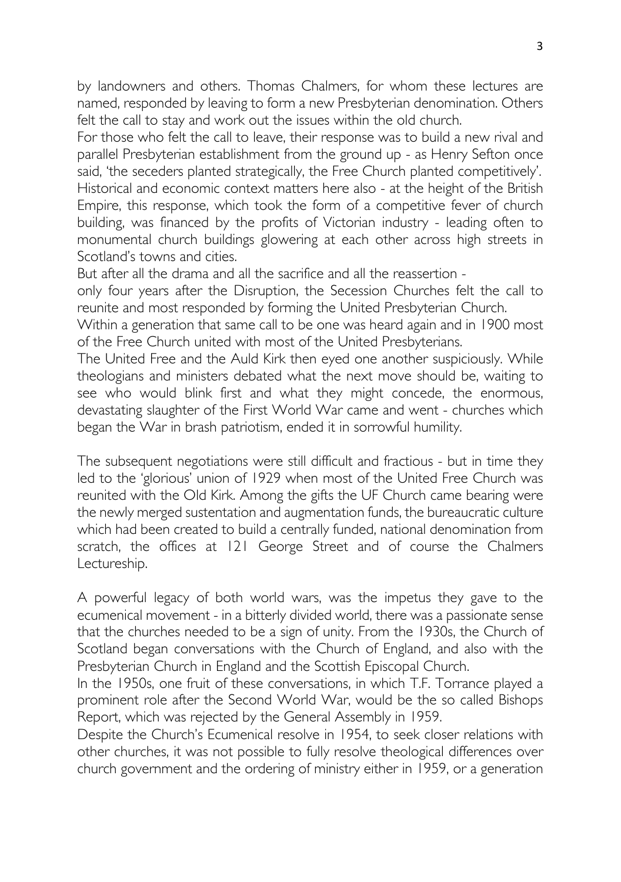by landowners and others. Thomas Chalmers, for whom these lectures are named, responded by leaving to form a new Presbyterian denomination. Others felt the call to stay and work out the issues within the old church.

For those who felt the call to leave, their response was to build a new rival and parallel Presbyterian establishment from the ground up - as Henry Sefton once said, 'the seceders planted strategically, the Free Church planted competitively'.

Historical and economic context matters here also - at the height of the British Empire, this response, which took the form of a competitive fever of church building, was financed by the profits of Victorian industry - leading often to monumental church buildings glowering at each other across high streets in Scotland's towns and cities.

But after all the drama and all the sacrifice and all the reassertion -

only four years after the Disruption, the Secession Churches felt the call to reunite and most responded by forming the United Presbyterian Church.

Within a generation that same call to be one was heard again and in 1900 most of the Free Church united with most of the United Presbyterians.

The United Free and the Auld Kirk then eyed one another suspiciously. While theologians and ministers debated what the next move should be, waiting to see who would blink first and what they might concede, the enormous, devastating slaughter of the First World War came and went - churches which began the War in brash patriotism, ended it in sorrowful humility.

The subsequent negotiations were still difficult and fractious - but in time they led to the 'glorious' union of 1929 when most of the United Free Church was reunited with the Old Kirk. Among the gifts the UF Church came bearing were the newly merged sustentation and augmentation funds, the bureaucratic culture which had been created to build a centrally funded, national denomination from scratch, the offices at 121 George Street and of course the Chalmers Lectureship.

A powerful legacy of both world wars, was the impetus they gave to the ecumenical movement - in a bitterly divided world, there was a passionate sense that the churches needed to be a sign of unity. From the 1930s, the Church of Scotland began conversations with the Church of England, and also with the Presbyterian Church in England and the Scottish Episcopal Church.

In the 1950s, one fruit of these conversations, in which T.F. Torrance played a prominent role after the Second World War, would be the so called Bishops Report, which was rejected by the General Assembly in 1959.

Despite the Church's Ecumenical resolve in 1954, to seek closer relations with other churches, it was not possible to fully resolve theological differences over church government and the ordering of ministry either in 1959, or a generation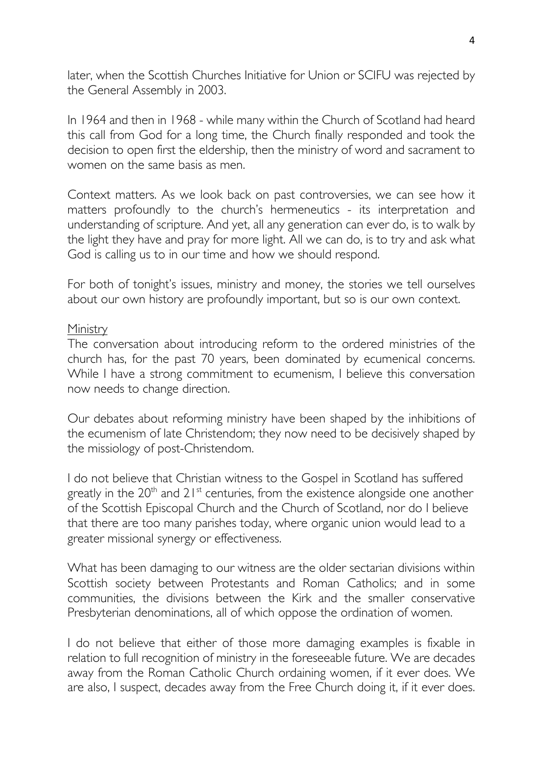later, when the Scottish Churches Initiative for Union or SCIFU was rejected by the General Assembly in 2003.

In 1964 and then in 1968 - while many within the Church of Scotland had heard this call from God for a long time, the Church finally responded and took the decision to open first the eldership, then the ministry of word and sacrament to women on the same basis as men.

Context matters. As we look back on past controversies, we can see how it matters profoundly to the church's hermeneutics - its interpretation and understanding of scripture. And yet, all any generation can ever do, is to walk by the light they have and pray for more light. All we can do, is to try and ask what God is calling us to in our time and how we should respond.

For both of tonight's issues, ministry and money, the stories we tell ourselves about our own history are profoundly important, but so is our own context.

Ministry

The conversation about introducing reform to the ordered ministries of the church has, for the past 70 years, been dominated by ecumenical concerns. While I have a strong commitment to ecumenism, I believe this conversation now needs to change direction.

Our debates about reforming ministry have been shaped by the inhibitions of the ecumenism of late Christendom; they now need to be decisively shaped by the missiology of post-Christendom.

I do not believe that Christian witness to the Gospel in Scotland has suffered greatly in the 20th and 21st centuries, from the existence alongside one another of the Scottish Episcopal Church and the Church of Scotland, nor do I believe that there are too many parishes today, where organic union would lead to a greater missional synergy or effectiveness.

What has been damaging to our witness are the older sectarian divisions within Scottish society between Protestants and Roman Catholics; and in some communities, the divisions between the Kirk and the smaller conservative Presbyterian denominations, all of which oppose the ordination of women.

I do not believe that either of those more damaging examples is fixable in relation to full recognition of ministry in the foreseeable future. We are decades away from the Roman Catholic Church ordaining women, if it ever does. We are also, I suspect, decades away from the Free Church doing it, if it ever does.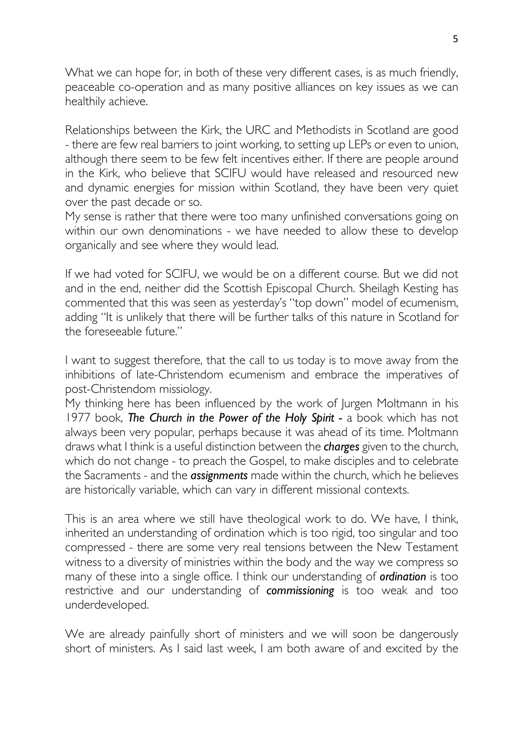What we can hope for, in both of these very different cases, is as much friendly, peaceable co-operation and as many positive alliances on key issues as we can healthily achieve.

Relationships between the Kirk, the URC and Methodists in Scotland are good - there are few real barriers to joint working, to setting up LEPs or even to union, although there seem to be few felt incentives either. If there are people around in the Kirk, who believe that SCIFU would have released and resourced new and dynamic energies for mission within Scotland, they have been very quiet over the past decade or so.

My sense is rather that there were too many unfinished conversations going on within our own denominations - we have needed to allow these to develop organically and see where they would lead.

If we had voted for SCIFU, we would be on a different course. But we did not and in the end, neither did the Scottish Episcopal Church. Sheilagh Kesting has commented that this was seen as yesterday's "top down" model of ecumenism, adding "It is unlikely that there will be further talks of this nature in Scotland for the foreseeable future."

I want to suggest therefore, that the call to us today is to move away from the inhibitions of late-Christendom ecumenism and embrace the imperatives of post-Christendom missiology.

My thinking here has been influenced by the work of Jurgen Moltmann in his 1977 book, ***The Church in the Power of the Holy Spirit*** - a book which has not always been very popular, perhaps because it was ahead of its time. Moltmann draws what I think is a useful distinction between the ***charges*** given to the church, which do not change - to preach the Gospel, to make disciples and to celebrate the Sacraments - and the ***assignments*** made within the church, which he believes are historically variable, which can vary in different missional contexts.

This is an area where we still have theological work to do. We have, I think, inherited an understanding of ordination which is too rigid, too singular and too compressed - there are some very real tensions between the New Testament witness to a diversity of ministries within the body and the way we compress so many of these into a single office. I think our understanding of ***ordination*** is too restrictive and our understanding of ***commissioning*** is too weak and too underdeveloped.

We are already painfully short of ministers and we will soon be dangerously short of ministers. As I said last week, I am both aware of and excited by the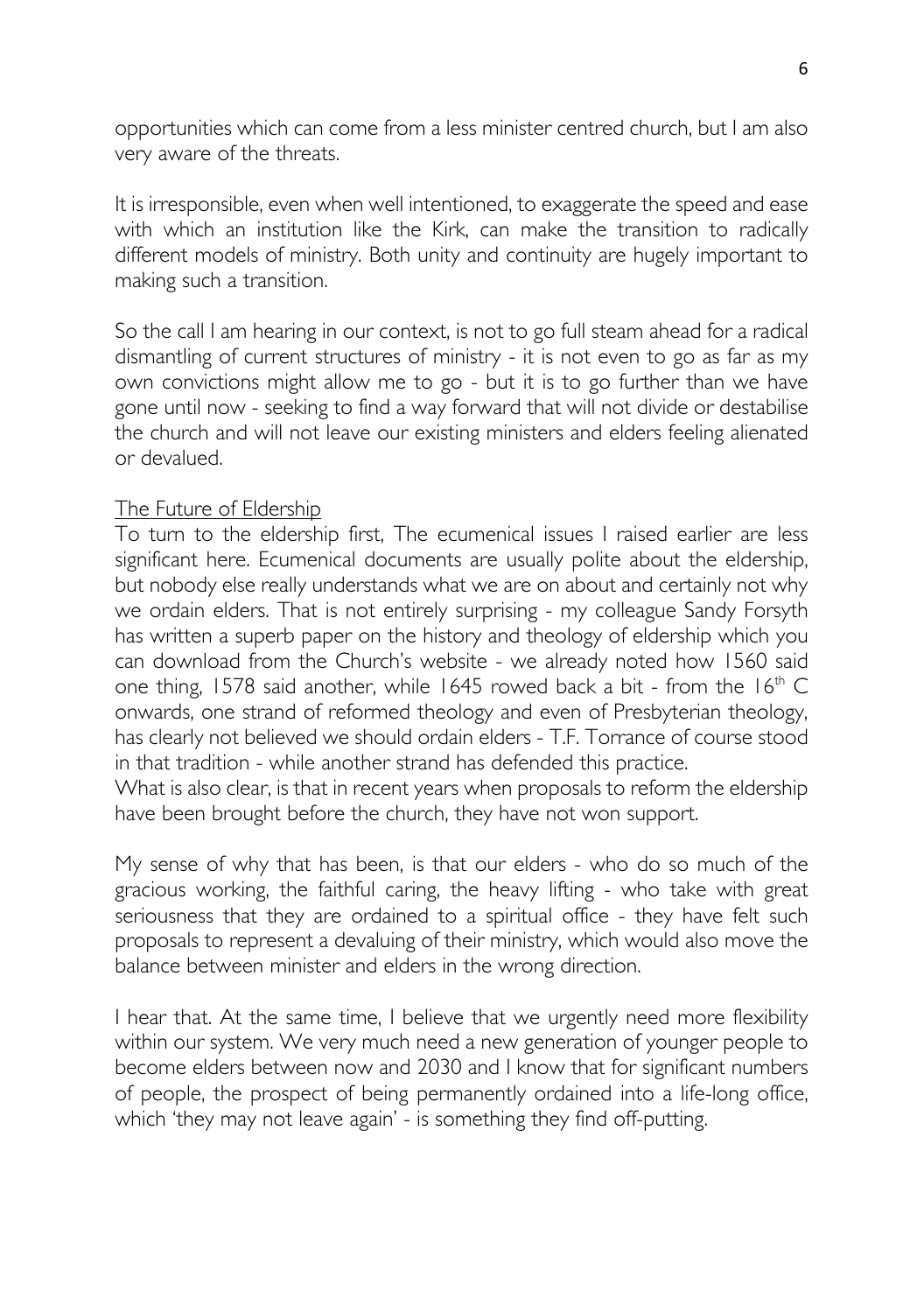opportunities which can come from a less minister centred church, but I am also very aware of the threats.

It is irresponsible, even when well intentioned, to exaggerate the speed and ease with which an institution like the Kirk, can make the transition to radically different models of ministry. Both unity and continuity are hugely important to making such a transition.

So the call I am hearing in our context, is not to go full steam ahead for a radical dismantling of current structures of ministry - it is not even to go as far as my own convictions might allow me to go - but it is to go further than we have gone until now - seeking to find a way forward that will not divide or destabilise the church and will not leave our existing ministers and elders feeling alienated or devalued.

<u>The Future of Eldership</u>

To turn to the eldership first, The ecumenical issues I raised earlier are less significant here. Ecumenical documents are usually polite about the eldership, but nobody else really understands what we are on about and certainly not why we ordain elders. That is not entirely surprising - my colleague Sandy Forsyth has written a superb paper on the history and theology of eldership which you can download from the Church's website - we already noted how 1560 said one thing, 1578 said another, while 1645 rowed back a bit - from the 16th C onwards, one strand of reformed theology and even of Presbyterian theology, has clearly not believed we should ordain elders - T.F. Torrance of course stood in that tradition - while another strand has defended this practice.

What is also clear, is that in recent years when proposals to reform the eldership have been brought before the church, they have not won support.

My sense of why that has been, is that our elders - who do so much of the gracious working, the faithful caring, the heavy lifting - who take with great seriousness that they are ordained to a spiritual office - they have felt such proposals to represent a devaluing of their ministry, which would also move the balance between minister and elders in the wrong direction.

I hear that. At the same time, I believe that we urgently need more flexibility within our system. We very much need a new generation of younger people to become elders between now and 2030 and I know that for significant numbers of people, the prospect of being permanently ordained into a life-long office, which 'they may not leave again' - is something they find off-putting.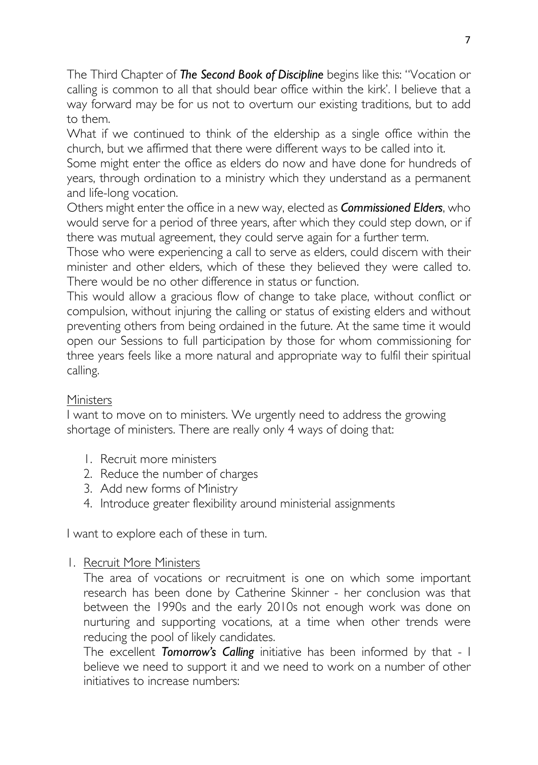The Third Chapter of ***The Second Book of Discipline*** begins like this: "Vocation or calling is common to all that should bear office within the kirk'. I believe that a way forward may be for us not to overturn our existing traditions, but to add to them.

What if we continued to think of the eldership as a single office within the church, but we affirmed that there were different ways to be called into it.

Some might enter the office as elders do now and have done for hundreds of years, through ordination to a ministry which they understand as a permanent and life-long vocation.

Others might enter the office in a new way, elected as ***Commissioned Elders***, who would serve for a period of three years, after which they could step down, or if there was mutual agreement, they could serve again for a further term.

Those who were experiencing a call to serve as elders, could discern with their minister and other elders, which of these they believed they were called to. There would be no other difference in status or function.

This would allow a gracious flow of change to take place, without conflict or compulsion, without injuring the calling or status of existing elders and without preventing others from being ordained in the future. At the same time it would open our Sessions to full participation by those for whom commissioning for three years feels like a more natural and appropriate way to fulfil their spiritual calling.

<u>Ministers</u>

I want to move on to ministers. We urgently need to address the growing shortage of ministers. There are really only 4 ways of doing that:

1. Recruit more ministers
2. Reduce the number of charges
3. Add new forms of Ministry
4. Introduce greater flexibility around ministerial assignments

I want to explore each of these in turn.

1. <u>Recruit More Ministers</u>

   The area of vocations or recruitment is one on which some important research has been done by Catherine Skinner - her conclusion was that between the 1990s and the early 2010s not enough work was done on nurturing and supporting vocations, at a time when other trends were reducing the pool of likely candidates.

   The excellent ***Tomorrow's Calling*** initiative has been informed by that - I believe we need to support it and we need to work on a number of other initiatives to increase numbers: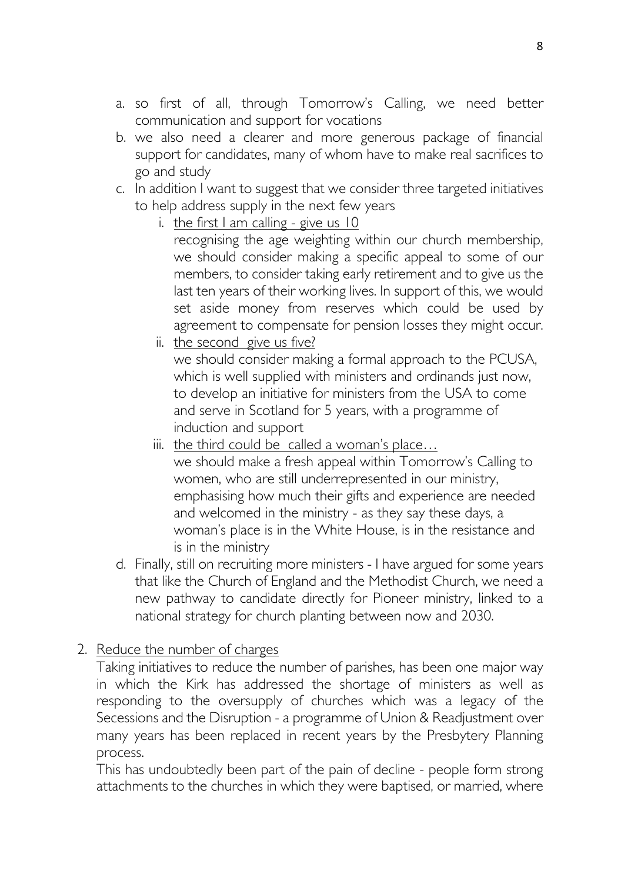a. so first of all, through Tomorrow's Calling, we need better communication and support for vocations
b. we also need a clearer and more generous package of financial support for candidates, many of whom have to make real sacrifices to go and study
c. In addition I want to suggest that we consider three targeted initiatives to help address supply in the next few years
    i. <u>the first I am calling - give us 10</u>
    recognising the age weighting within our church membership, we should consider making a specific appeal to some of our members, to consider taking early retirement and to give us the last ten years of their working lives. In support of this, we would set aside money from reserves which could be used by agreement to compensate for pension losses they might occur.
    ii. <u>the second give us five?</u>
    we should consider making a formal approach to the PCUSA, which is well supplied with ministers and ordinands just now, to develop an initiative for ministers from the USA to come and serve in Scotland for 5 years, with a programme of induction and support
    iii. <u>the third could be called a woman's place…</u>
    we should make a fresh appeal within Tomorrow's Calling to women, who are still underrepresented in our ministry, emphasising how much their gifts and experience are needed and welcomed in the ministry - as they say these days, a woman's place is in the White House, is in the resistance and is in the ministry
d. Finally, still on recruiting more ministers - I have argued for some years that like the Church of England and the Methodist Church, we need a new pathway to candidate directly for Pioneer ministry, linked to a national strategy for church planting between now and 2030.

2. <u>Reduce the number of charges</u>

Taking initiatives to reduce the number of parishes, has been one major way in which the Kirk has addressed the shortage of ministers as well as responding to the oversupply of churches which was a legacy of the Secessions and the Disruption - a programme of Union & Readjustment over many years has been replaced in recent years by the Presbytery Planning process.

This has undoubtedly been part of the pain of decline - people form strong attachments to the churches in which they were baptised, or married, where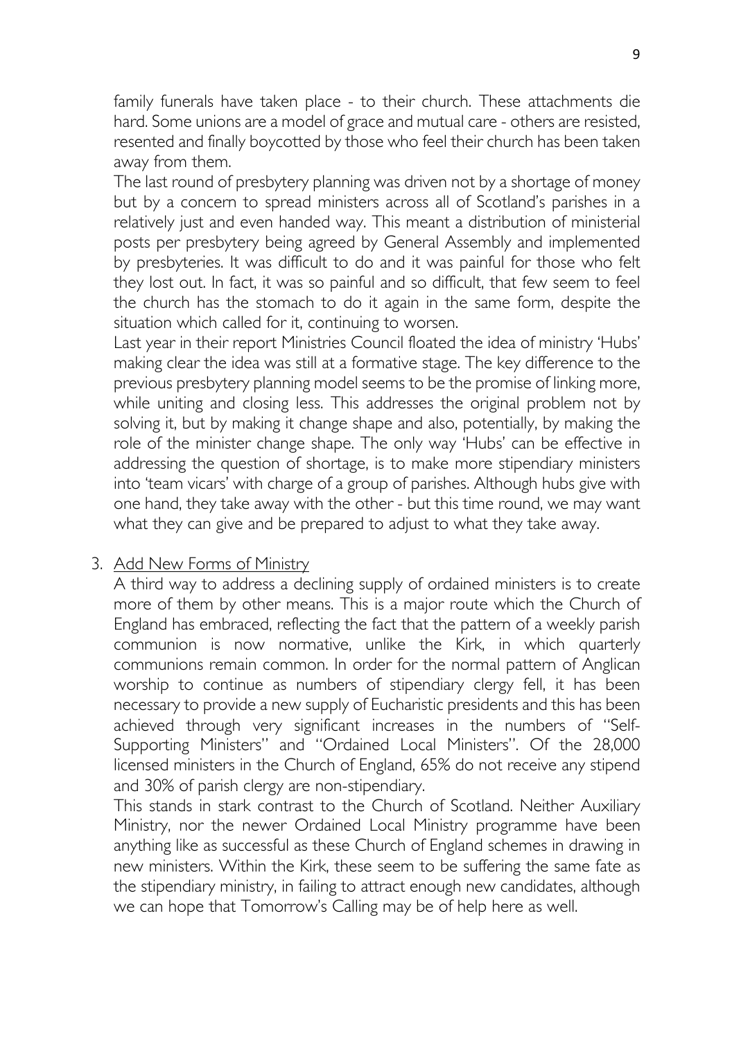family funerals have taken place - to their church. These attachments die hard. Some unions are a model of grace and mutual care - others are resisted, resented and finally boycotted by those who feel their church has been taken away from them.

The last round of presbytery planning was driven not by a shortage of money but by a concern to spread ministers across all of Scotland's parishes in a relatively just and even handed way. This meant a distribution of ministerial posts per presbytery being agreed by General Assembly and implemented by presbyteries. It was difficult to do and it was painful for those who felt they lost out. In fact, it was so painful and so difficult, that few seem to feel the church has the stomach to do it again in the same form, despite the situation which called for it, continuing to worsen.

Last year in their report Ministries Council floated the idea of ministry 'Hubs' making clear the idea was still at a formative stage. The key difference to the previous presbytery planning model seems to be the promise of linking more, while uniting and closing less. This addresses the original problem not by solving it, but by making it change shape and also, potentially, by making the role of the minister change shape. The only way 'Hubs' can be effective in addressing the question of shortage, is to make more stipendiary ministers into 'team vicars' with charge of a group of parishes. Although hubs give with one hand, they take away with the other - but this time round, we may want what they can give and be prepared to adjust to what they take away.

3. <u>Add New Forms of Ministry</u>

A third way to address a declining supply of ordained ministers is to create more of them by other means. This is a major route which the Church of England has embraced, reflecting the fact that the pattern of a weekly parish communion is now normative, unlike the Kirk, in which quarterly communions remain common. In order for the normal pattern of Anglican worship to continue as numbers of stipendiary clergy fell, it has been necessary to provide a new supply of Eucharistic presidents and this has been achieved through very significant increases in the numbers of "Self-Supporting Ministers" and "Ordained Local Ministers". Of the 28,000 licensed ministers in the Church of England, 65% do not receive any stipend and 30% of parish clergy are non-stipendiary.

This stands in stark contrast to the Church of Scotland. Neither Auxiliary Ministry, nor the newer Ordained Local Ministry programme have been anything like as successful as these Church of England schemes in drawing in new ministers. Within the Kirk, these seem to be suffering the same fate as the stipendiary ministry, in failing to attract enough new candidates, although we can hope that Tomorrow's Calling may be of help here as well.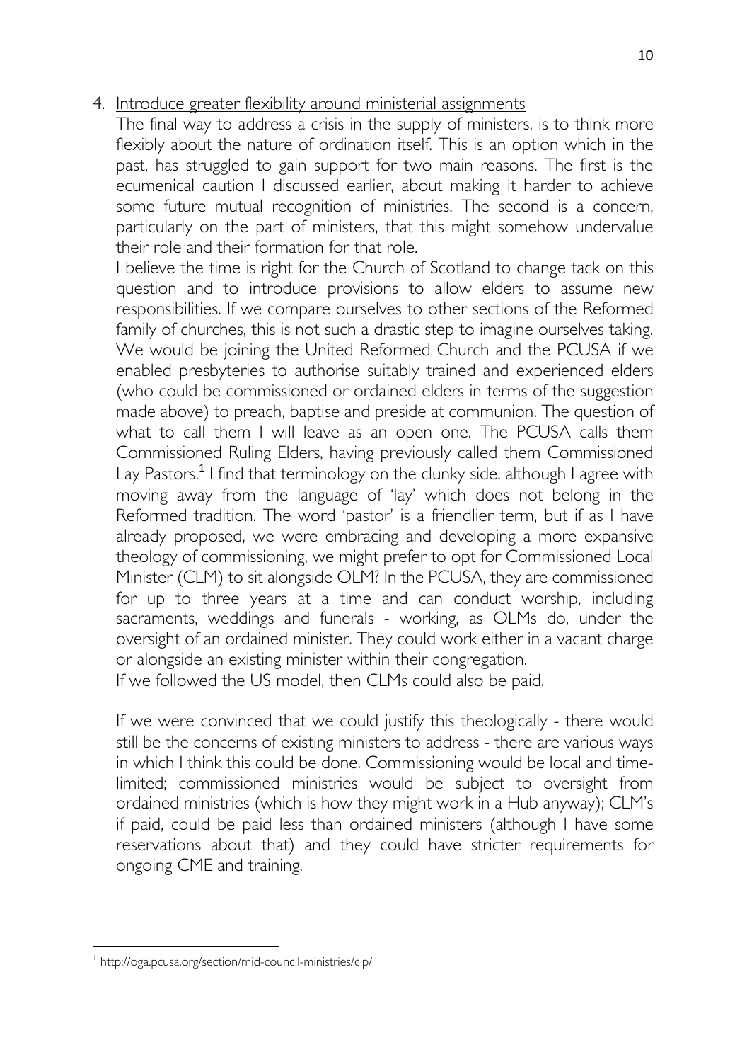4. Introduce greater flexibility around ministerial assignments

The final way to address a crisis in the supply of ministers, is to think more flexibly about the nature of ordination itself. This is an option which in the past, has struggled to gain support for two main reasons. The first is the ecumenical caution I discussed earlier, about making it harder to achieve some future mutual recognition of ministries. The second is a concern, particularly on the part of ministers, that this might somehow undervalue their role and their formation for that role.

I believe the time is right for the Church of Scotland to change tack on this question and to introduce provisions to allow elders to assume new responsibilities. If we compare ourselves to other sections of the Reformed family of churches, this is not such a drastic step to imagine ourselves taking. We would be joining the United Reformed Church and the PCUSA if we enabled presbyteries to authorise suitably trained and experienced elders (who could be commissioned or ordained elders in terms of the suggestion made above) to preach, baptise and preside at communion. The question of what to call them I will leave as an open one. The PCUSA calls them Commissioned Ruling Elders, having previously called them Commissioned Lay Pastors.[1] I find that terminology on the clunky side, although I agree with moving away from the language of 'lay' which does not belong in the Reformed tradition. The word 'pastor' is a friendlier term, but if as I have already proposed, we were embracing and developing a more expansive theology of commissioning, we might prefer to opt for Commissioned Local Minister (CLM) to sit alongside OLM? In the PCUSA, they are commissioned for up to three years at a time and can conduct worship, including sacraments, weddings and funerals - working, as OLMs do, under the oversight of an ordained minister. They could work either in a vacant charge or alongside an existing minister within their congregation.

If we followed the US model, then CLMs could also be paid.

If we were convinced that we could justify this theologically - there would still be the concerns of existing ministers to address - there are various ways in which I think this could be done. Commissioning would be local and time-limited; commissioned ministries would be subject to oversight from ordained ministries (which is how they might work in a Hub anyway); CLM's if paid, could be paid less than ordained ministers (although I have some reservations about that) and they could have stricter requirements for ongoing CME and training.

---

[1] http://oga.pcusa.org/section/mid-council-ministries/clp/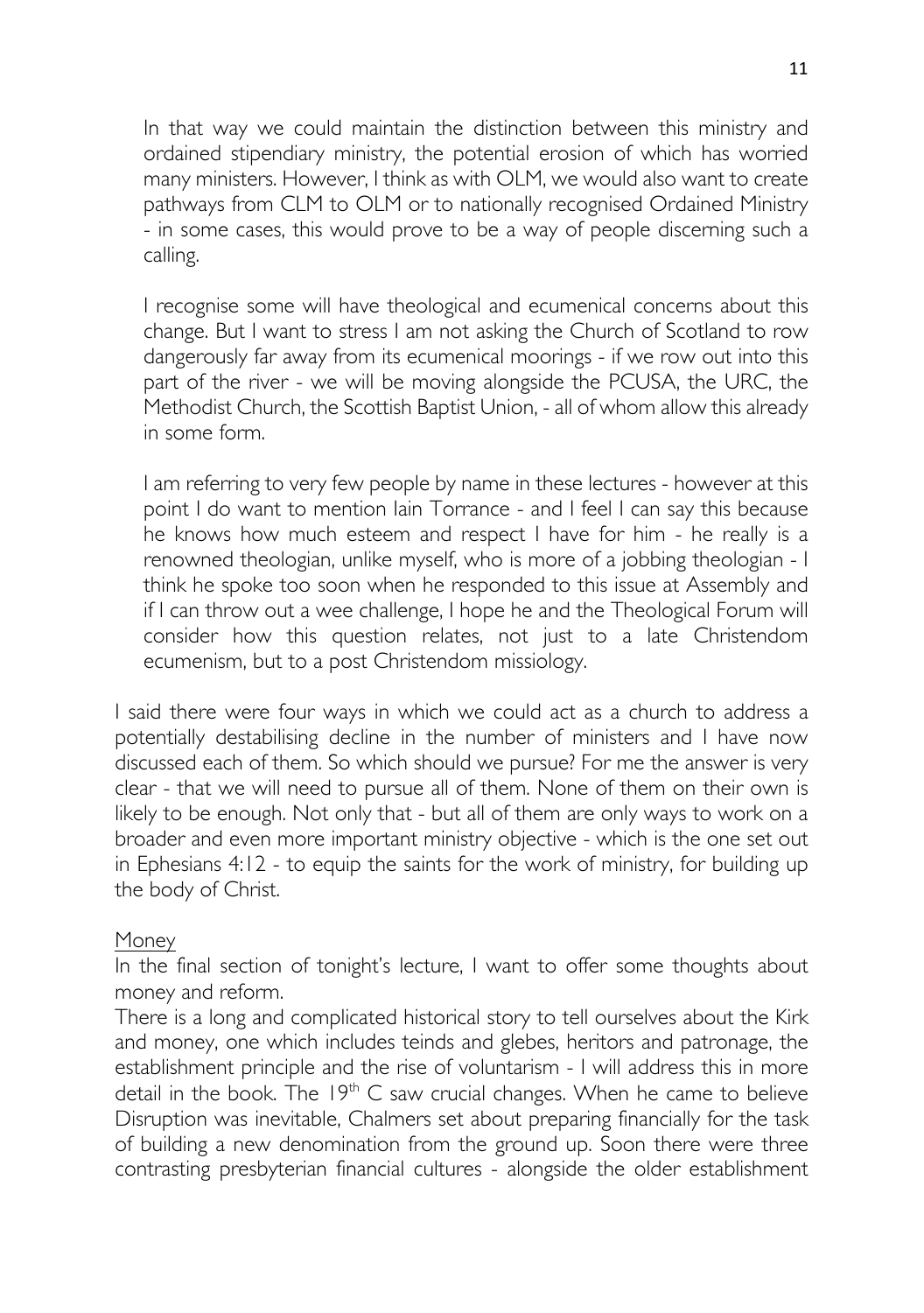In that way we could maintain the distinction between this ministry and ordained stipendiary ministry, the potential erosion of which has worried many ministers. However, I think as with OLM, we would also want to create pathways from CLM to OLM or to nationally recognised Ordained Ministry - in some cases, this would prove to be a way of people discerning such a calling.

I recognise some will have theological and ecumenical concerns about this change. But I want to stress I am not asking the Church of Scotland to row dangerously far away from its ecumenical moorings - if we row out into this part of the river - we will be moving alongside the PCUSA, the URC, the Methodist Church, the Scottish Baptist Union, - all of whom allow this already in some form.

I am referring to very few people by name in these lectures - however at this point I do want to mention Iain Torrance - and I feel I can say this because he knows how much esteem and respect I have for him - he really is a renowned theologian, unlike myself, who is more of a jobbing theologian - I think he spoke too soon when he responded to this issue at Assembly and if I can throw out a wee challenge, I hope he and the Theological Forum will consider how this question relates, not just to a late Christendom ecumenism, but to a post Christendom missiology.

I said there were four ways in which we could act as a church to address a potentially destabilising decline in the number of ministers and I have now discussed each of them. So which should we pursue? For me the answer is very clear - that we will need to pursue all of them. None of them on their own is likely to be enough. Not only that - but all of them are only ways to work on a broader and even more important ministry objective - which is the one set out in Ephesians 4:12 - to equip the saints for the work of ministry, for building up the body of Christ.

## Money

In the final section of tonight's lecture, I want to offer some thoughts about money and reform.

There is a long and complicated historical story to tell ourselves about the Kirk and money, one which includes teinds and glebes, heritors and patronage, the establishment principle and the rise of voluntarism - I will address this in more detail in the book. The 19th C saw crucial changes. When he came to believe Disruption was inevitable, Chalmers set about preparing financially for the task of building a new denomination from the ground up. Soon there were three contrasting presbyterian financial cultures - alongside the older establishment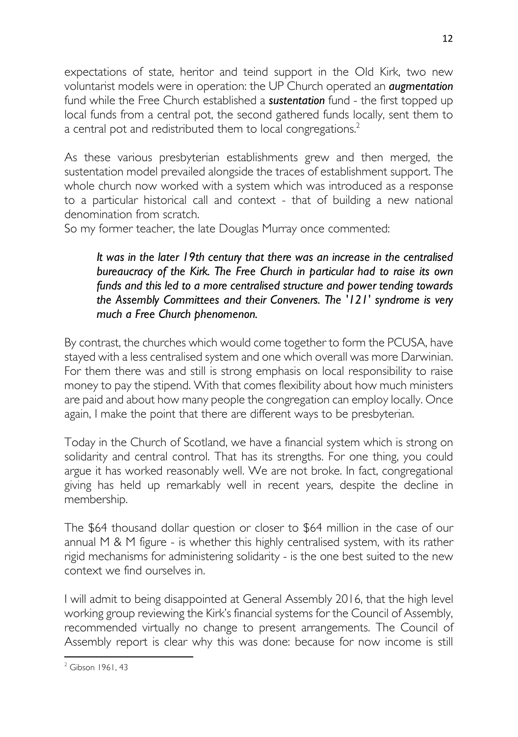expectations of state, heritor and teind support in the Old Kirk, two new voluntarist models were in operation: the UP Church operated an ***augmentation*** fund while the Free Church established a ***sustentation*** fund - the first topped up local funds from a central pot, the second gathered funds locally, sent them to a central pot and redistributed them to local congregations.[2]

As these various presbyterian establishments grew and then merged, the sustentation model prevailed alongside the traces of establishment support. The whole church now worked with a system which was introduced as a response to a particular historical call and context - that of building a new national denomination from scratch.

So my former teacher, the late Douglas Murray once commented:

> *It was in the later 19th century that there was an increase in the centralised bureaucracy of the Kirk. The Free Church in particular had to raise its own funds and this led to a more centralised structure and power tending towards the Assembly Committees and their Conveners. The '121' syndrome is very much a Free Church phenomenon.*

By contrast, the churches which would come together to form the PCUSA, have stayed with a less centralised system and one which overall was more Darwinian. For them there was and still is strong emphasis on local responsibility to raise money to pay the stipend. With that comes flexibility about how much ministers are paid and about how many people the congregation can employ locally. Once again, I make the point that there are different ways to be presbyterian.

Today in the Church of Scotland, we have a financial system which is strong on solidarity and central control. That has its strengths. For one thing, you could argue it has worked reasonably well. We are not broke. In fact, congregational giving has held up remarkably well in recent years, despite the decline in membership.

The $64 thousand dollar question or closer to $64 million in the case of our annual M & M figure - is whether this highly centralised system, with its rather rigid mechanisms for administering solidarity - is the one best suited to the new context we find ourselves in.

I will admit to being disappointed at General Assembly 2016, that the high level working group reviewing the Kirk's financial systems for the Council of Assembly, recommended virtually no change to present arrangements. The Council of Assembly report is clear why this was done: because for now income is still

---

[2] Gibson 1961, 43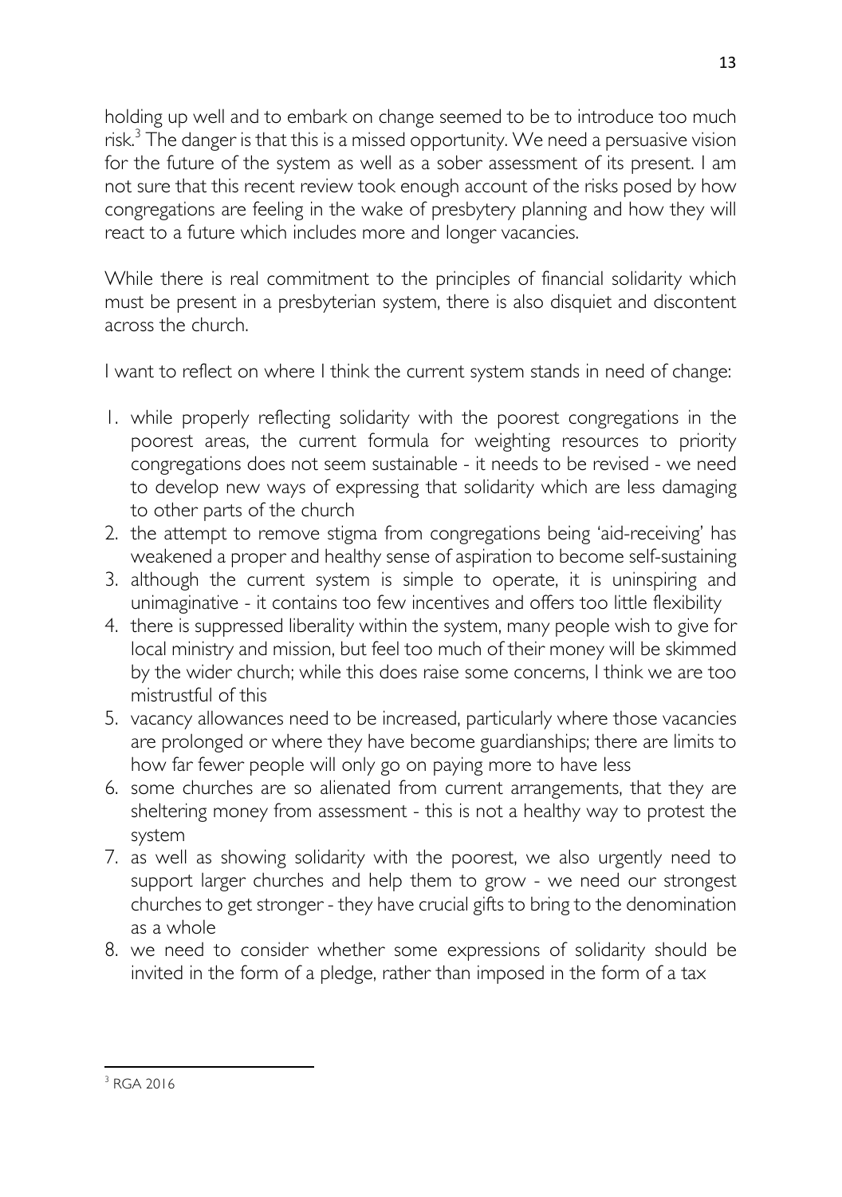holding up well and to embark on change seemed to be to introduce too much risk.[3] The danger is that this is a missed opportunity. We need a persuasive vision for the future of the system as well as a sober assessment of its present. I am not sure that this recent review took enough account of the risks posed by how congregations are feeling in the wake of presbytery planning and how they will react to a future which includes more and longer vacancies.

While there is real commitment to the principles of financial solidarity which must be present in a presbyterian system, there is also disquiet and discontent across the church.

I want to reflect on where I think the current system stands in need of change:

1. while properly reflecting solidarity with the poorest congregations in the poorest areas, the current formula for weighting resources to priority congregations does not seem sustainable - it needs to be revised - we need to develop new ways of expressing that solidarity which are less damaging to other parts of the church
2. the attempt to remove stigma from congregations being 'aid-receiving' has weakened a proper and healthy sense of aspiration to become self-sustaining
3. although the current system is simple to operate, it is uninspiring and unimaginative - it contains too few incentives and offers too little flexibility
4. there is suppressed liberality within the system, many people wish to give for local ministry and mission, but feel too much of their money will be skimmed by the wider church; while this does raise some concerns, I think we are too mistrustful of this
5. vacancy allowances need to be increased, particularly where those vacancies are prolonged or where they have become guardianships; there are limits to how far fewer people will only go on paying more to have less
6. some churches are so alienated from current arrangements, that they are sheltering money from assessment - this is not a healthy way to protest the system
7. as well as showing solidarity with the poorest, we also urgently need to support larger churches and help them to grow - we need our strongest churches to get stronger - they have crucial gifts to bring to the denomination as a whole
8. we need to consider whether some expressions of solidarity should be invited in the form of a pledge, rather than imposed in the form of a tax

---

[3] RGA 2016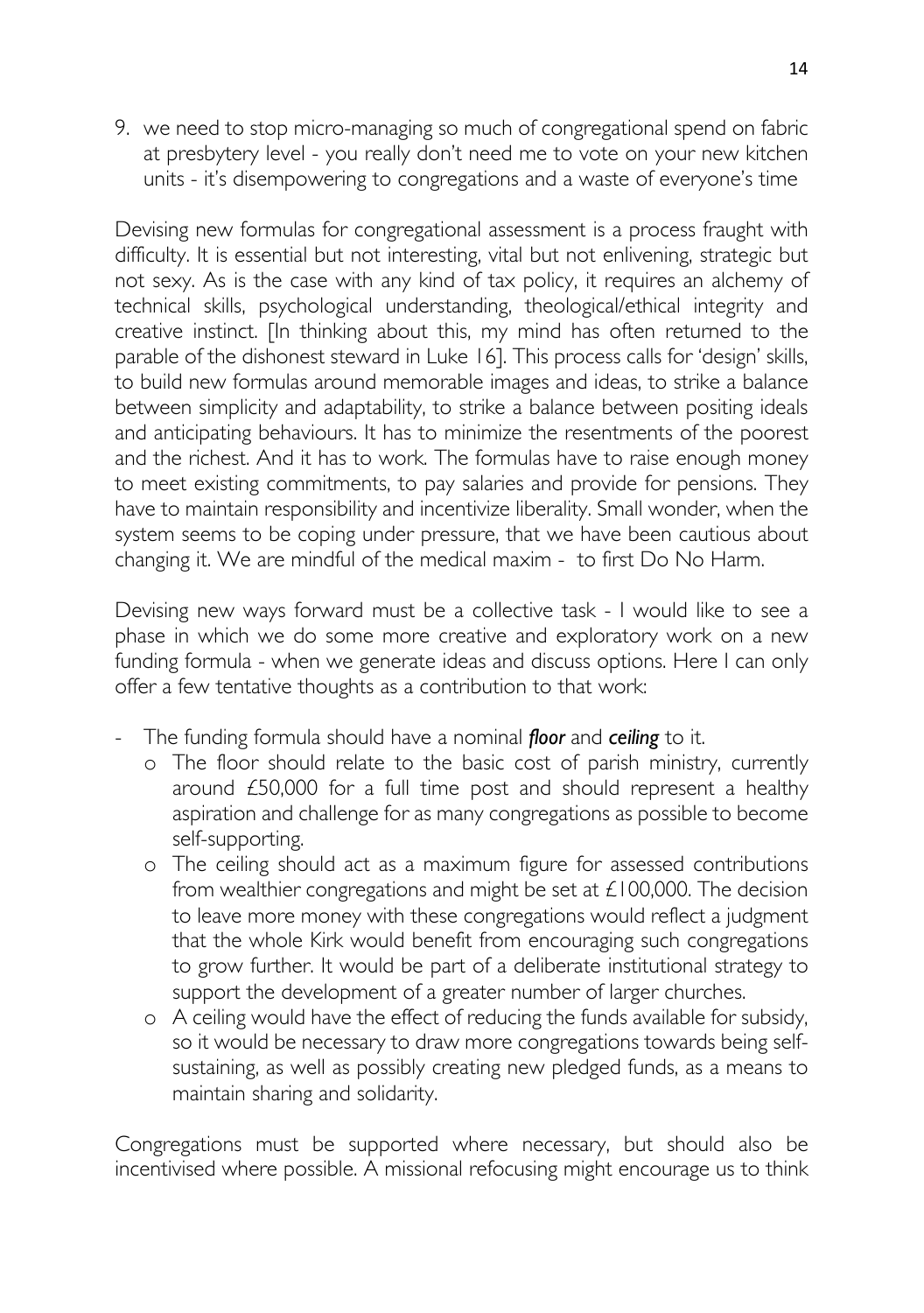9. we need to stop micro-managing so much of congregational spend on fabric at presbytery level - you really don't need me to vote on your new kitchen units - it's disempowering to congregations and a waste of everyone's time

Devising new formulas for congregational assessment is a process fraught with difficulty. It is essential but not interesting, vital but not enlivening, strategic but not sexy. As is the case with any kind of tax policy, it requires an alchemy of technical skills, psychological understanding, theological/ethical integrity and creative instinct. [In thinking about this, my mind has often returned to the parable of the dishonest steward in Luke 16]. This process calls for 'design' skills, to build new formulas around memorable images and ideas, to strike a balance between simplicity and adaptability, to strike a balance between positing ideals and anticipating behaviours. It has to minimize the resentments of the poorest and the richest. And it has to work. The formulas have to raise enough money to meet existing commitments, to pay salaries and provide for pensions. They have to maintain responsibility and incentivize liberality. Small wonder, when the system seems to be coping under pressure, that we have been cautious about changing it. We are mindful of the medical maxim - to first Do No Harm.

Devising new ways forward must be a collective task - I would like to see a phase in which we do some more creative and exploratory work on a new funding formula - when we generate ideas and discuss options. Here I can only offer a few tentative thoughts as a contribution to that work:

- The funding formula should have a nominal ***floor*** and ***ceiling*** to it.
  - The floor should relate to the basic cost of parish ministry, currently around £50,000 for a full time post and should represent a healthy aspiration and challenge for as many congregations as possible to become self-supporting.
  - The ceiling should act as a maximum figure for assessed contributions from wealthier congregations and might be set at £100,000. The decision to leave more money with these congregations would reflect a judgment that the whole Kirk would benefit from encouraging such congregations to grow further. It would be part of a deliberate institutional strategy to support the development of a greater number of larger churches.
  - A ceiling would have the effect of reducing the funds available for subsidy, so it would be necessary to draw more congregations towards being self-sustaining, as well as possibly creating new pledged funds, as a means to maintain sharing and solidarity.

Congregations must be supported where necessary, but should also be incentivised where possible. A missional refocusing might encourage us to think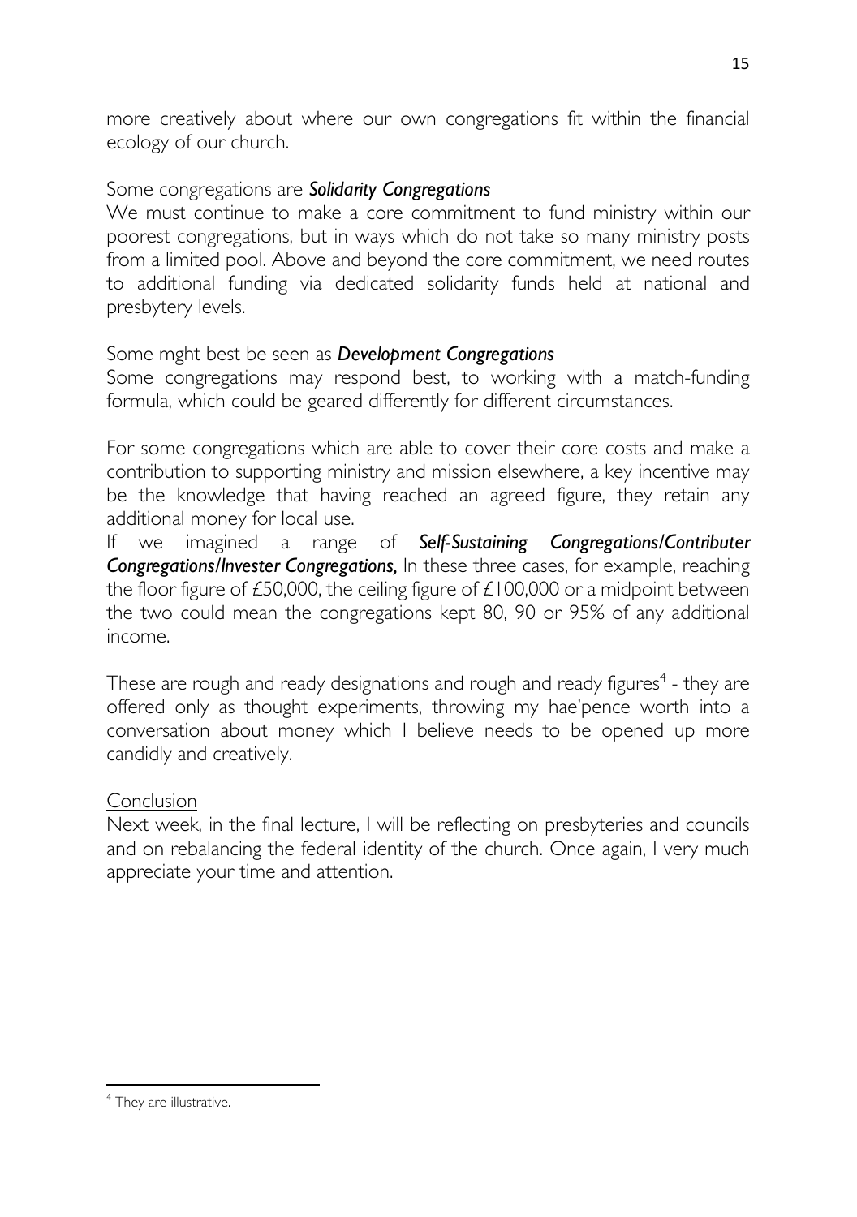more creatively about where our own congregations fit within the financial ecology of our church.

Some congregations are ***Solidarity Congregations***

We must continue to make a core commitment to fund ministry within our poorest congregations, but in ways which do not take so many ministry posts from a limited pool. Above and beyond the core commitment, we need routes to additional funding via dedicated solidarity funds held at national and presbytery levels.

Some mght best be seen as ***Development Congregations***

Some congregations may respond best, to working with a match-funding formula, which could be geared differently for different circumstances.

For some congregations which are able to cover their core costs and make a contribution to supporting ministry and mission elsewhere, a key incentive may be the knowledge that having reached an agreed figure, they retain any additional money for local use.

If we imagined a range of ***Self-Sustaining Congregations/Contributer Congregations/Invester Congregations,*** In these three cases, for example, reaching the floor figure of £50,000, the ceiling figure of £100,000 or a midpoint between the two could mean the congregations kept 80, 90 or 95% of any additional income.

These are rough and ready designations and rough and ready figures[4] - they are offered only as thought experiments, throwing my hae'pence worth into a conversation about money which I believe needs to be opened up more candidly and creatively.

Conclusion

Next week, in the final lecture, I will be reflecting on presbyteries and councils and on rebalancing the federal identity of the church. Once again, I very much appreciate your time and attention.

---

[4] They are illustrative.